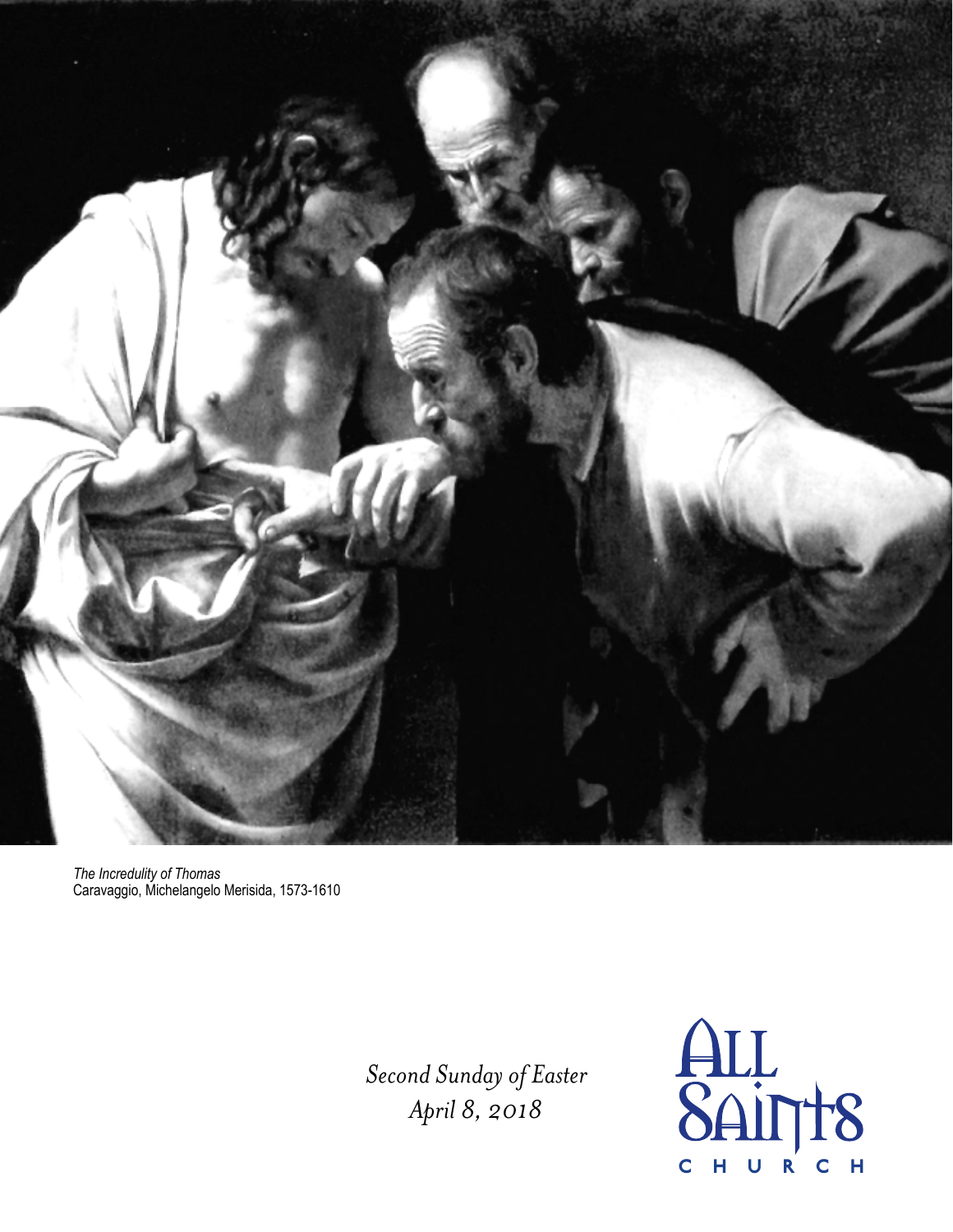*The Incredulity of Thomas*
Caravaggio, Michelangelo Merisida, 1573-1610

*Second Sunday of Easter*
*April 8, 2018*

All Saints
CHURCH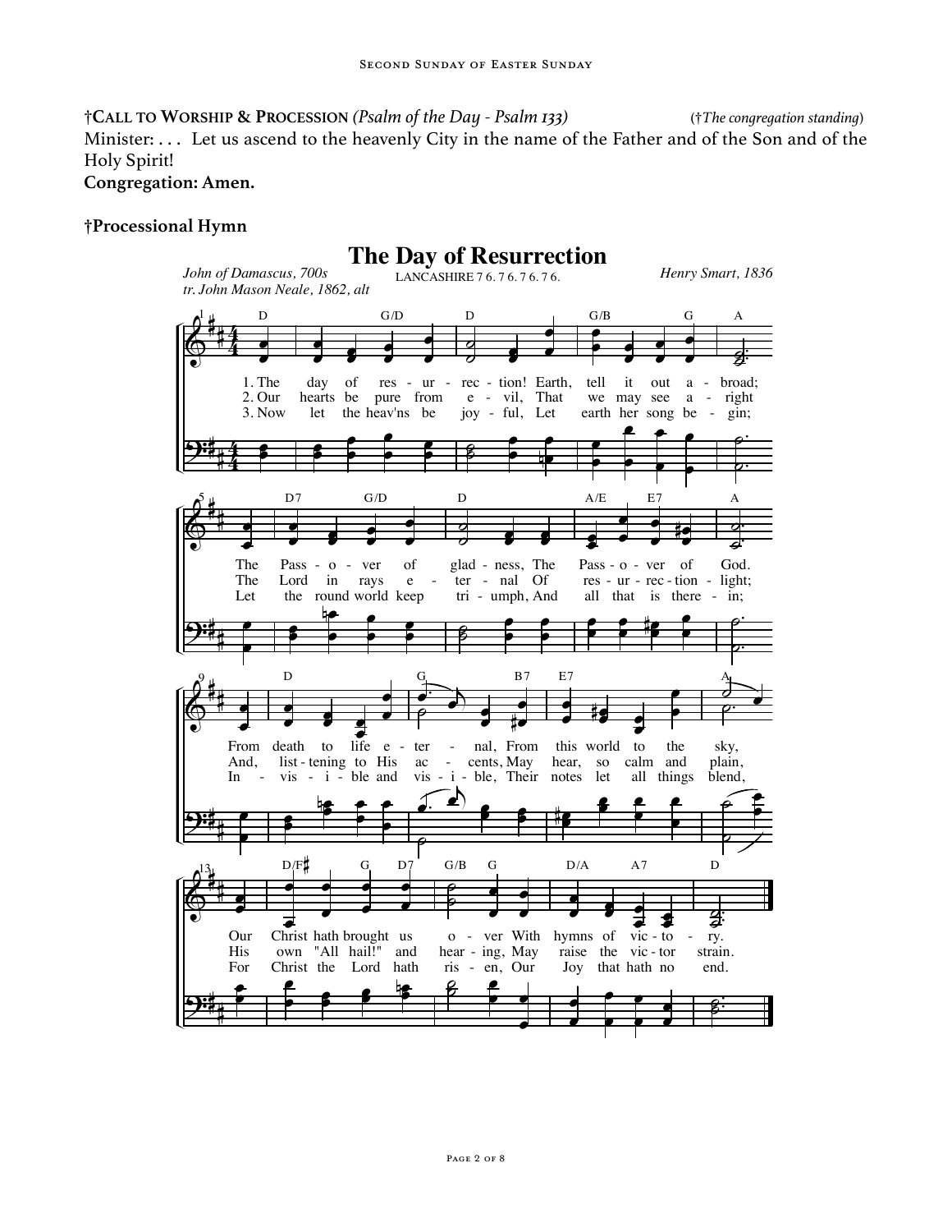**†Call to Worship & Procession** *(Psalm of the Day - Psalm 133)* (*†The congregation standing*)

Minister: . . . Let us ascend to the heavenly City in the name of the Father and of the Son and of the Holy Spirit!

**Congregation: Amen.**

**†Processional Hymn**

## The Day of Resurrection

*John of Damascus, 700s*
*tr. John Mason Neale, 1862, alt*

LANCASHIRE 7 6. 7 6. 7 6. 7 6.

*Henry Smart, 1836*

1. The day of resurrection! Earth, tell it out abroad; The Passover of gladness, The Passover of God. From death to life eternal, From this world to the sky, Our Christ hath brought us over With hymns of victory.

2. Our hearts be pure from evil, That we may see aright The Lord in rays eternal Of resurrection-light; And, listening to His accents, May hear, so calm and plain, His own "All hail!" and hearing, May raise the victor strain.

3. Now let the heav'ns be joyful, Let earth her song begin; Let the round world keep triumph, And all that is therein; Invisible and visible, Their notes let all things blend, For Christ the Lord hath risen, Our Joy that hath no end.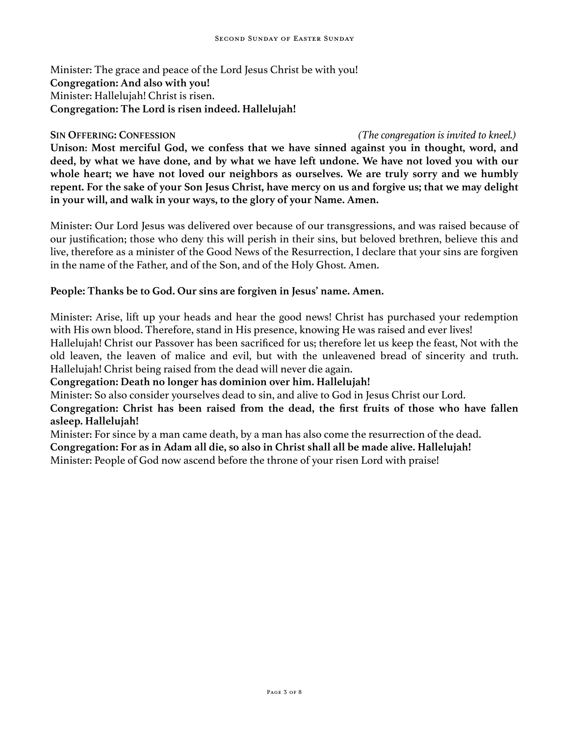Minister: The grace and peace of the Lord Jesus Christ be with you!
**Congregation: And also with you!**
Minister: Hallelujah! Christ is risen.
**Congregation: The Lord is risen indeed. Hallelujah!**

**Sin Offering: Confession** *(The congregation is invited to kneel.)*

**Unison: Most merciful God, we confess that we have sinned against you in thought, word, and deed, by what we have done, and by what we have left undone. We have not loved you with our whole heart; we have not loved our neighbors as ourselves. We are truly sorry and we humbly repent. For the sake of your Son Jesus Christ, have mercy on us and forgive us; that we may delight in your will, and walk in your ways, to the glory of your Name. Amen.**

Minister: Our Lord Jesus was delivered over because of our transgressions, and was raised because of our justification; those who deny this will perish in their sins, but beloved brethren, believe this and live, therefore as a minister of the Good News of the Resurrection, I declare that your sins are forgiven in the name of the Father, and of the Son, and of the Holy Ghost. Amen.

**People: Thanks be to God. Our sins are forgiven in Jesus' name. Amen.**

Minister: Arise, lift up your heads and hear the good news! Christ has purchased your redemption with His own blood. Therefore, stand in His presence, knowing He was raised and ever lives!
Hallelujah! Christ our Passover has been sacrificed for us; therefore let us keep the feast, Not with the old leaven, the leaven of malice and evil, but with the unleavened bread of sincerity and truth. Hallelujah! Christ being raised from the dead will never die again.
**Congregation: Death no longer has dominion over him. Hallelujah!**
Minister: So also consider yourselves dead to sin, and alive to God in Jesus Christ our Lord.
**Congregation: Christ has been raised from the dead, the first fruits of those who have fallen asleep. Hallelujah!**
Minister: For since by a man came death, by a man has also come the resurrection of the dead.
**Congregation: For as in Adam all die, so also in Christ shall all be made alive. Hallelujah!**
Minister: People of God now ascend before the throne of your risen Lord with praise!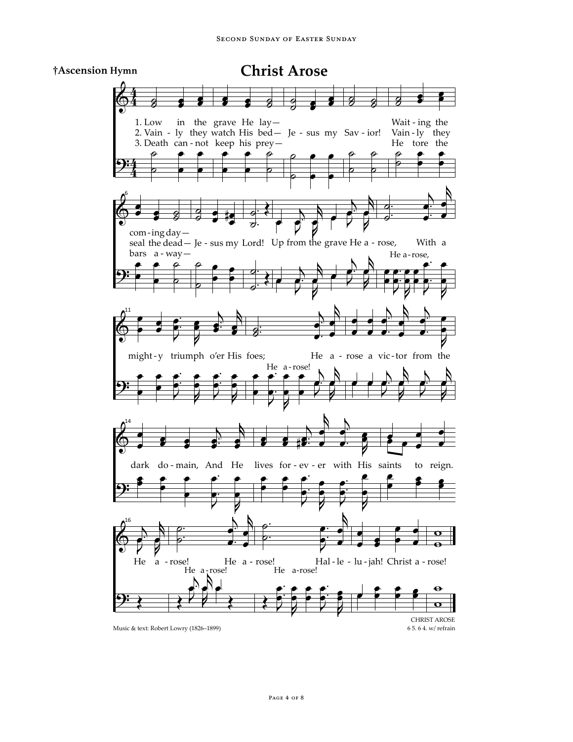**†Ascension Hymn**

# Christ Arose

1. Low in the grave He lay— Waiting the coming day—
2. Vainly they watch His bed— Jesus my Savior! Vainly they seal the dead— Jesus my Lord!
3. Death cannot keep his prey— He tore the bars away—

Up from the grave He arose, (He arose,) With a mighty triumph o'er His foes; (He arose!) He arose a victor from the dark domain, And He lives forever with His saints to reign. He arose! (He arose!) He arose! (He arose!) Hallelujah! Christ arose!

Music & text: Robert Lowry (1826–1899)

CHRIST AROSE
6 5. 6 4. w/ refrain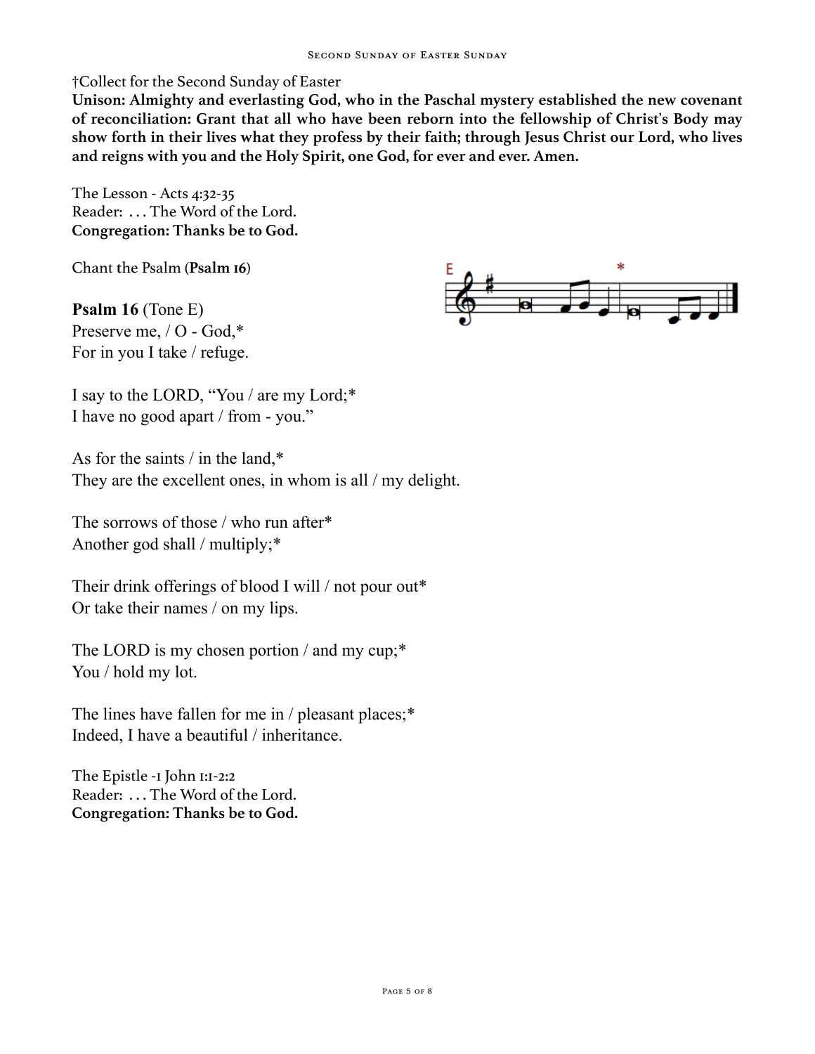†Collect for the Second Sunday of Easter

**Unison: Almighty and everlasting God, who in the Paschal mystery established the new covenant of reconciliation: Grant that all who have been reborn into the fellowship of Christ's Body may show forth in their lives what they profess by their faith; through Jesus Christ our Lord, who lives and reigns with you and the Holy Spirit, one God, for ever and ever. Amen.**

The Lesson - Acts 4:32-35
Reader: . . . The Word of the Lord.
**Congregation: Thanks be to God.**

Chant the Psalm (**Psalm 16**)

**Psalm 16** (Tone E)
Preserve me, / O - God,*
For in you I take / refuge.

I say to the LORD, "You / are my Lord;*
I have no good apart / from - you."

As for the saints / in the land,*
They are the excellent ones, in whom is all / my delight.

The sorrows of those / who run after*
Another god shall / multiply;*

Their drink offerings of blood I will / not pour out*
Or take their names / on my lips.

The LORD is my chosen portion / and my cup;*
You / hold my lot.

The lines have fallen for me in / pleasant places;*
Indeed, I have a beautiful / inheritance.

The Epistle -1 John 1:1-2:2
Reader: . . . The Word of the Lord.
**Congregation: Thanks be to God.**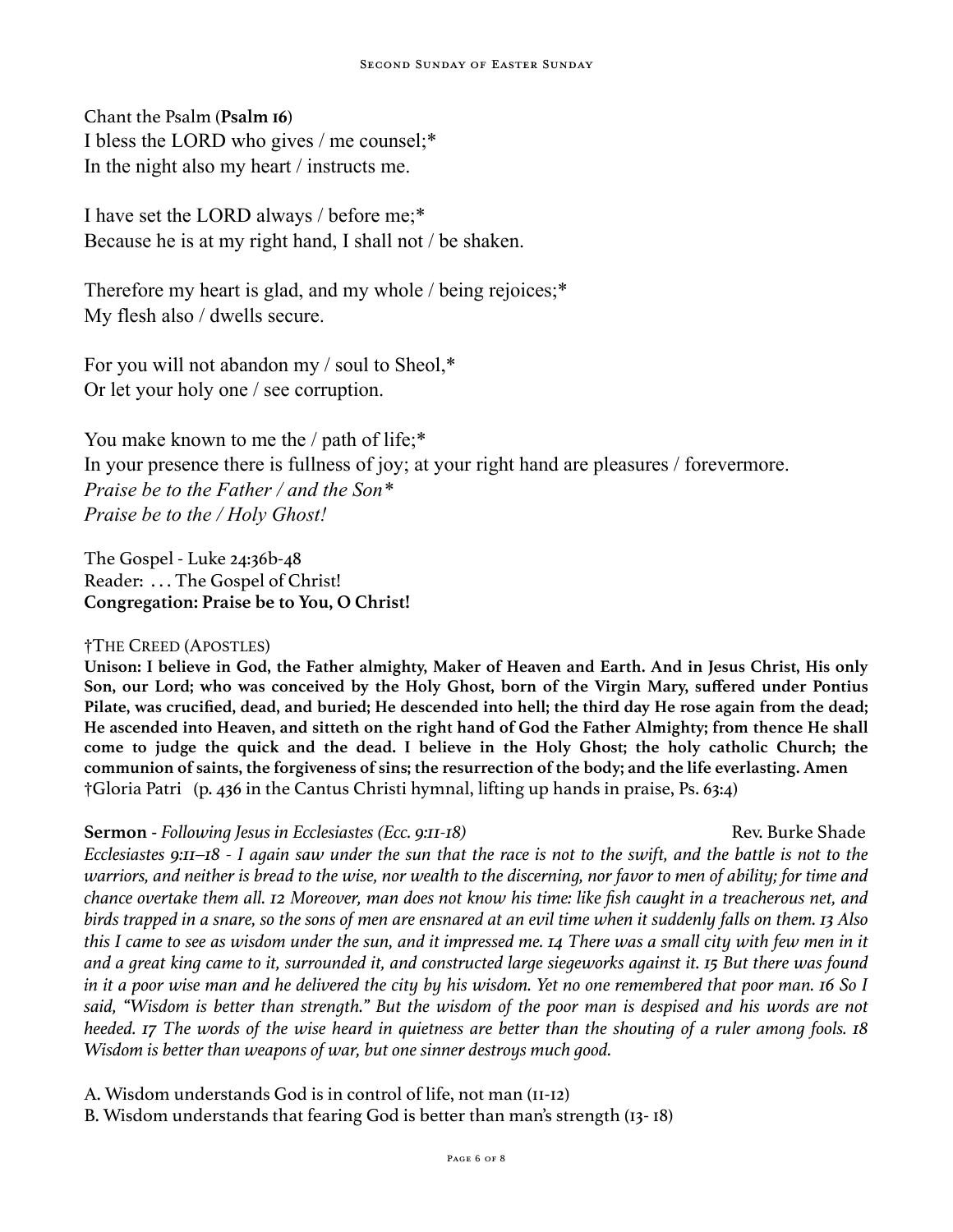Chant the Psalm (**Psalm 16**)
I bless the LORD who gives / me counsel;*
In the night also my heart / instructs me.

I have set the LORD always / before me;*
Because he is at my right hand, I shall not / be shaken.

Therefore my heart is glad, and my whole / being rejoices;*
My flesh also / dwells secure.

For you will not abandon my / soul to Sheol,*
Or let your holy one / see corruption.

You make known to me the / path of life;*
In your presence there is fullness of joy; at your right hand are pleasures / forevermore.
*Praise be to the Father / and the Son**
*Praise be to the / Holy Ghost!*

The Gospel - Luke 24:36b-48
Reader: . . . The Gospel of Christ!
**Congregation: Praise be to You, O Christ!**

†THE CREED (APOSTLES)
**Unison: I believe in God, the Father almighty, Maker of Heaven and Earth. And in Jesus Christ, His only Son, our Lord; who was conceived by the Holy Ghost, born of the Virgin Mary, suffered under Pontius Pilate, was crucified, dead, and buried; He descended into hell; the third day He rose again from the dead; He ascended into Heaven, and sitteth on the right hand of God the Father Almighty; from thence He shall come to judge the quick and the dead. I believe in the Holy Ghost; the holy catholic Church; the communion of saints, the forgiveness of sins; the resurrection of the body; and the life everlasting. Amen**
†Gloria Patri (p. 436 in the Cantus Christi hymnal, lifting up hands in praise, Ps. 63:4)

**Sermon** - *Following Jesus in Ecclesiastes (Ecc. 9:11-18)* Rev. Burke Shade
*Ecclesiastes 9:11–18 - I again saw under the sun that the race is not to the swift, and the battle is not to the warriors, and neither is bread to the wise, nor wealth to the discerning, nor favor to men of ability; for time and chance overtake them all. 12 Moreover, man does not know his time: like fish caught in a treacherous net, and birds trapped in a snare, so the sons of men are ensnared at an evil time when it suddenly falls on them. 13 Also this I came to see as wisdom under the sun, and it impressed me. 14 There was a small city with few men in it and a great king came to it, surrounded it, and constructed large siegeworks against it. 15 But there was found in it a poor wise man and he delivered the city by his wisdom. Yet no one remembered that poor man. 16 So I said, "Wisdom is better than strength." But the wisdom of the poor man is despised and his words are not heeded. 17 The words of the wise heard in quietness are better than the shouting of a ruler among fools. 18 Wisdom is better than weapons of war, but one sinner destroys much good.*

A. Wisdom understands God is in control of life, not man (11-12)
B. Wisdom understands that fearing God is better than man's strength (13- 18)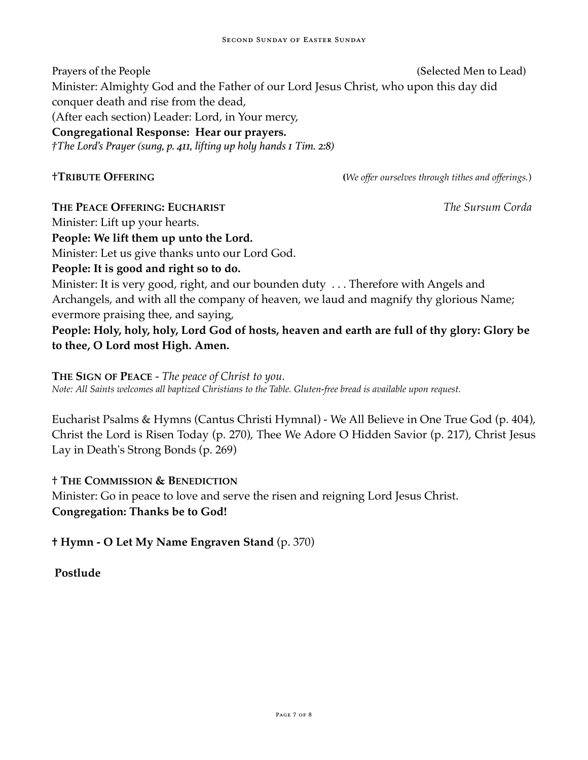Prayers of the People (Selected Men to Lead)

Minister: Almighty God and the Father of our Lord Jesus Christ, who upon this day did conquer death and rise from the dead,

(After each section) Leader: Lord, in Your mercy,

**Congregational Response: Hear our prayers.**

*†The Lord's Prayer (sung, p. 411, lifting up holy hands 1 Tim. 2:8)*

**†Tribute Offering** (*We offer ourselves through tithes and offerings.*)

**The Peace Offering: Eucharist** *The Sursum Corda*

Minister: Lift up your hearts.

**People: We lift them up unto the Lord.**

Minister: Let us give thanks unto our Lord God.

**People: It is good and right so to do.**

Minister: It is very good, right, and our bounden duty . . . Therefore with Angels and Archangels, and with all the company of heaven, we laud and magnify thy glorious Name; evermore praising thee, and saying,

**People: Holy, holy, holy, Lord God of hosts, heaven and earth are full of thy glory: Glory be to thee, O Lord most High. Amen.**

**The Sign of Peace** - *The peace of Christ to you.*

*Note: All Saints welcomes all baptized Christians to the Table. Gluten-free bread is available upon request.*

Eucharist Psalms & Hymns (Cantus Christi Hymnal) - We All Believe in One True God (p. 404), Christ the Lord is Risen Today (p. 270), Thee We Adore O Hidden Savior (p. 217), Christ Jesus Lay in Death's Strong Bonds (p. 269)

**† The Commission & Benediction**

Minister: Go in peace to love and serve the risen and reigning Lord Jesus Christ.

**Congregation: Thanks be to God!**

**† Hymn - O Let My Name Engraven Stand** (p. 370)

**Postlude**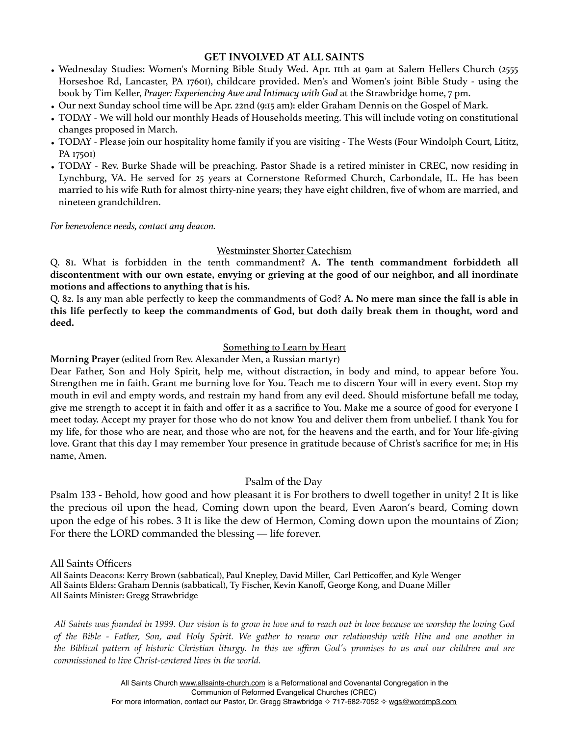## GET INVOLVED AT ALL SAINTS

- Wednesday Studies: Women's Morning Bible Study Wed. Apr. 11th at 9am at Salem Hellers Church (2555 Horseshoe Rd, Lancaster, PA 17601), childcare provided. Men's and Women's joint Bible Study - using the book by Tim Keller, *Prayer: Experiencing Awe and Intimacy with God* at the Strawbridge home, 7 pm.
- Our next Sunday school time will be Apr. 22nd (9:15 am): elder Graham Dennis on the Gospel of Mark.
- TODAY - We will hold our monthly Heads of Households meeting. This will include voting on constitutional changes proposed in March.
- TODAY - Please join our hospitality home family if you are visiting - The Wests (Four Windolph Court, Lititz, PA 17501)
- TODAY - Rev. Burke Shade will be preaching. Pastor Shade is a retired minister in CREC, now residing in Lynchburg, VA. He served for 25 years at Cornerstone Reformed Church, Carbondale, IL. He has been married to his wife Ruth for almost thirty-nine years; they have eight children, five of whom are married, and nineteen grandchildren.

*For benevolence needs, contact any deacon.*

### Westminster Shorter Catechism

Q. 81. What is forbidden in the tenth commandment? **A. The tenth commandment forbiddeth all discontentment with our own estate, envying or grieving at the good of our neighbor, and all inordinate motions and affections to anything that is his.**

Q. 82. Is any man able perfectly to keep the commandments of God? **A. No mere man since the fall is able in this life perfectly to keep the commandments of God, but doth daily break them in thought, word and deed.**

### Something to Learn by Heart

**Morning Prayer** (edited from Rev. Alexander Men, a Russian martyr)

Dear Father, Son and Holy Spirit, help me, without distraction, in body and mind, to appear before You. Strengthen me in faith. Grant me burning love for You. Teach me to discern Your will in every event. Stop my mouth in evil and empty words, and restrain my hand from any evil deed. Should misfortune befall me today, give me strength to accept it in faith and offer it as a sacrifice to You. Make me a source of good for everyone I meet today. Accept my prayer for those who do not know You and deliver them from unbelief. I thank You for my life, for those who are near, and those who are not, for the heavens and the earth, and for Your life-giving love. Grant that this day I may remember Your presence in gratitude because of Christ's sacrifice for me; in His name, Amen.

### Psalm of the Day

Psalm 133 - Behold, how good and how pleasant it is For brothers to dwell together in unity! 2 It is like the precious oil upon the head, Coming down upon the beard, Even Aaron's beard, Coming down upon the edge of his robes. 3 It is like the dew of Hermon, Coming down upon the mountains of Zion; For there the LORD commanded the blessing — life forever.

All Saints Officers

All Saints Deacons: Kerry Brown (sabbatical), Paul Knepley, David Miller, Carl Petticoffer, and Kyle Wenger
All Saints Elders: Graham Dennis (sabbatical), Ty Fischer, Kevin Kanoff, George Kong, and Duane Miller
All Saints Minister: Gregg Strawbridge

*All Saints was founded in 1999. Our vision is to grow in love and to reach out in love because we worship the loving God of the Bible - Father, Son, and Holy Spirit. We gather to renew our relationship with Him and one another in the Biblical pattern of historic Christian liturgy. In this we affirm God's promises to us and our children and are commissioned to live Christ-centered lives in the world.*

All Saints Church www.allsaints-church.com is a Reformational and Covenantal Congregation in the Communion of Reformed Evangelical Churches (CREC)
For more information, contact our Pastor, Dr. Gregg Strawbridge ✧ 717-682-7052 ✧ wgs@wordmp3.com